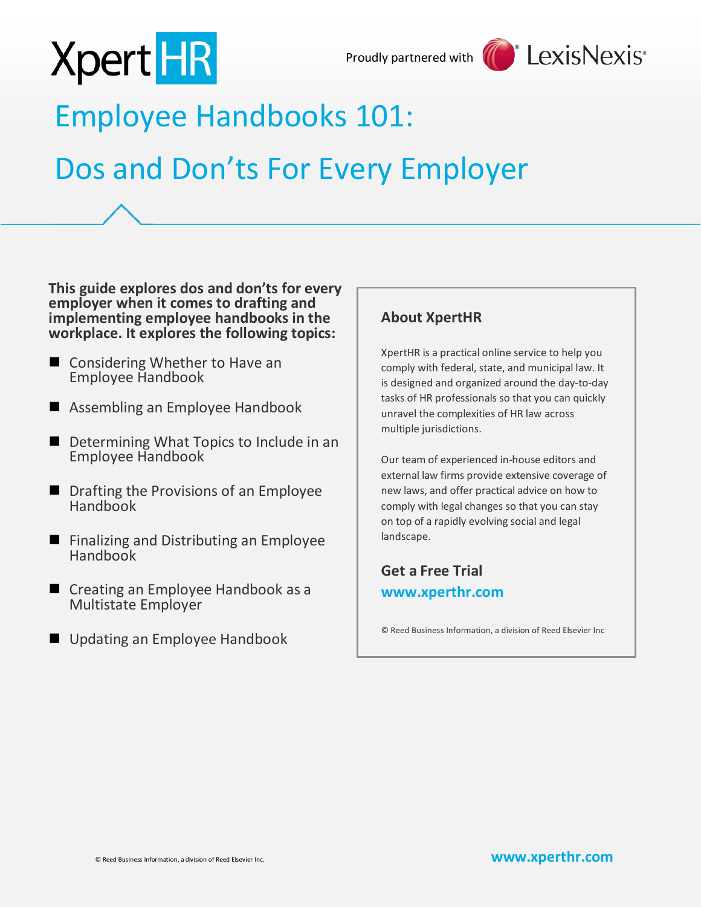XpertHR

Proudly partnered with LexisNexis®

# Employee Handbooks 101: Dos and Don'ts For Every Employer

**This guide explores dos and don'ts for every employer when it comes to drafting and implementing employee handbooks in the workplace. It explores the following topics:**

- Considering Whether to Have an Employee Handbook
- Assembling an Employee Handbook
- Determining What Topics to Include in an Employee Handbook
- Drafting the Provisions of an Employee Handbook
- Finalizing and Distributing an Employee Handbook
- Creating an Employee Handbook as a Multistate Employer
- Updating an Employee Handbook

## About XpertHR

XpertHR is a practical online service to help you comply with federal, state, and municipal law. It is designed and organized around the day-to-day tasks of HR professionals so that you can quickly unravel the complexities of HR law across multiple jurisdictions.

Our team of experienced in-house editors and external law firms provide extensive coverage of new laws, and offer practical advice on how to comply with legal changes so that you can stay on top of a rapidly evolving social and legal landscape.

### Get a Free Trial

**www.xperthr.com**

© Reed Business Information, a division of Reed Elsevier Inc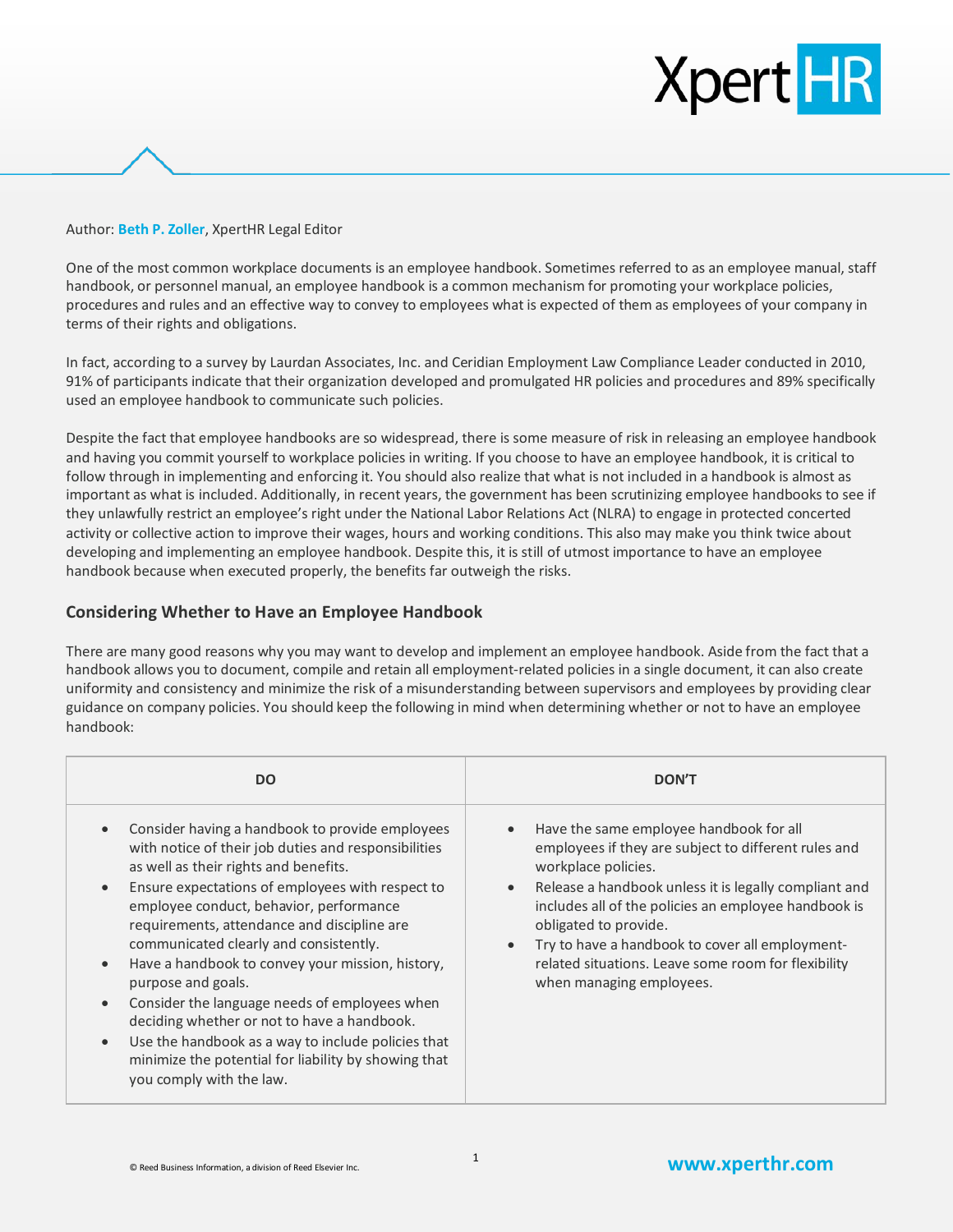Author: **Beth P. Zoller**, XpertHR Legal Editor

One of the most common workplace documents is an employee handbook. Sometimes referred to as an employee manual, staff handbook, or personnel manual, an employee handbook is a common mechanism for promoting your workplace policies, procedures and rules and an effective way to convey to employees what is expected of them as employees of your company in terms of their rights and obligations.

In fact, according to a survey by Laurdan Associates, Inc. and Ceridian Employment Law Compliance Leader conducted in 2010, 91% of participants indicate that their organization developed and promulgated HR policies and procedures and 89% specifically used an employee handbook to communicate such policies.

Despite the fact that employee handbooks are so widespread, there is some measure of risk in releasing an employee handbook and having you commit yourself to workplace policies in writing. If you choose to have an employee handbook, it is critical to follow through in implementing and enforcing it. You should also realize that what is not included in a handbook is almost as important as what is included. Additionally, in recent years, the government has been scrutinizing employee handbooks to see if they unlawfully restrict an employee's right under the National Labor Relations Act (NLRA) to engage in protected concerted activity or collective action to improve their wages, hours and working conditions. This also may make you think twice about developing and implementing an employee handbook. Despite this, it is still of utmost importance to have an employee handbook because when executed properly, the benefits far outweigh the risks.

## Considering Whether to Have an Employee Handbook

There are many good reasons why you may want to develop and implement an employee handbook. Aside from the fact that a handbook allows you to document, compile and retain all employment-related policies in a single document, it can also create uniformity and consistency and minimize the risk of a misunderstanding between supervisors and employees by providing clear guidance on company policies. You should keep the following in mind when determining whether or not to have an employee handbook:

| DO | DON'T |
|---|---|
| • Consider having a handbook to provide employees with notice of their job duties and responsibilities as well as their rights and benefits.<br>• Ensure expectations of employees with respect to employee conduct, behavior, performance requirements, attendance and discipline are communicated clearly and consistently.<br>• Have a handbook to convey your mission, history, purpose and goals.<br>• Consider the language needs of employees when deciding whether or not to have a handbook.<br>• Use the handbook as a way to include policies that minimize the potential for liability by showing that you comply with the law. | • Have the same employee handbook for all employees if they are subject to different rules and workplace policies.<br>• Release a handbook unless it is legally compliant and includes all of the policies an employee handbook is obligated to provide.<br>• Try to have a handbook to cover all employment-related situations. Leave some room for flexibility when managing employees. |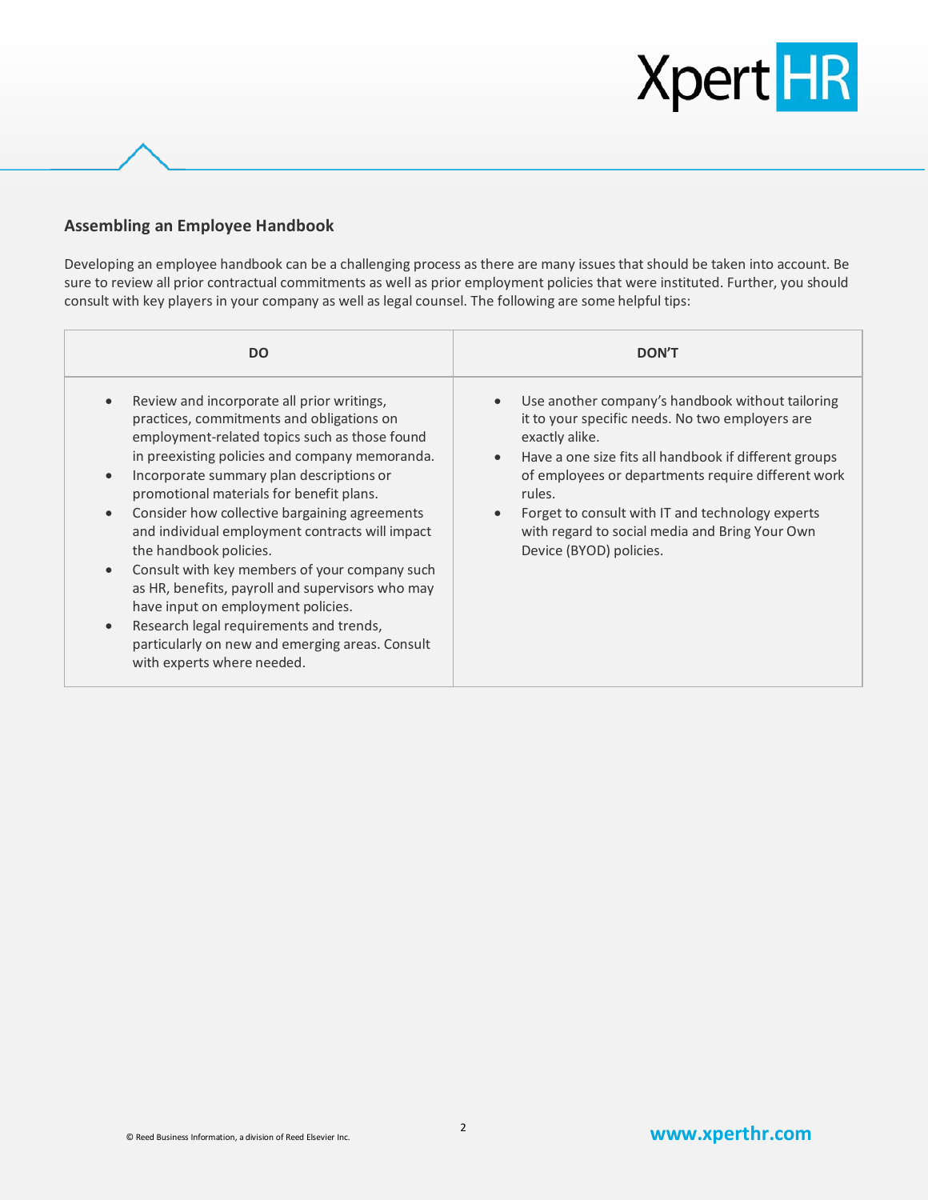## Assembling an Employee Handbook

Developing an employee handbook can be a challenging process as there are many issues that should be taken into account. Be sure to review all prior contractual commitments as well as prior employment policies that were instituted. Further, you should consult with key players in your company as well as legal counsel. The following are some helpful tips:

| DO | DON'T |
|---|---|
| • Review and incorporate all prior writings, practices, commitments and obligations on employment-related topics such as those found in preexisting policies and company memoranda.<br>• Incorporate summary plan descriptions or promotional materials for benefit plans.<br>• Consider how collective bargaining agreements and individual employment contracts will impact the handbook policies.<br>• Consult with key members of your company such as HR, benefits, payroll and supervisors who may have input on employment policies.<br>• Research legal requirements and trends, particularly on new and emerging areas. Consult with experts where needed. | • Use another company's handbook without tailoring it to your specific needs. No two employers are exactly alike.<br>• Have a one size fits all handbook if different groups of employees or departments require different work rules.<br>• Forget to consult with IT and technology experts with regard to social media and Bring Your Own Device (BYOD) policies. |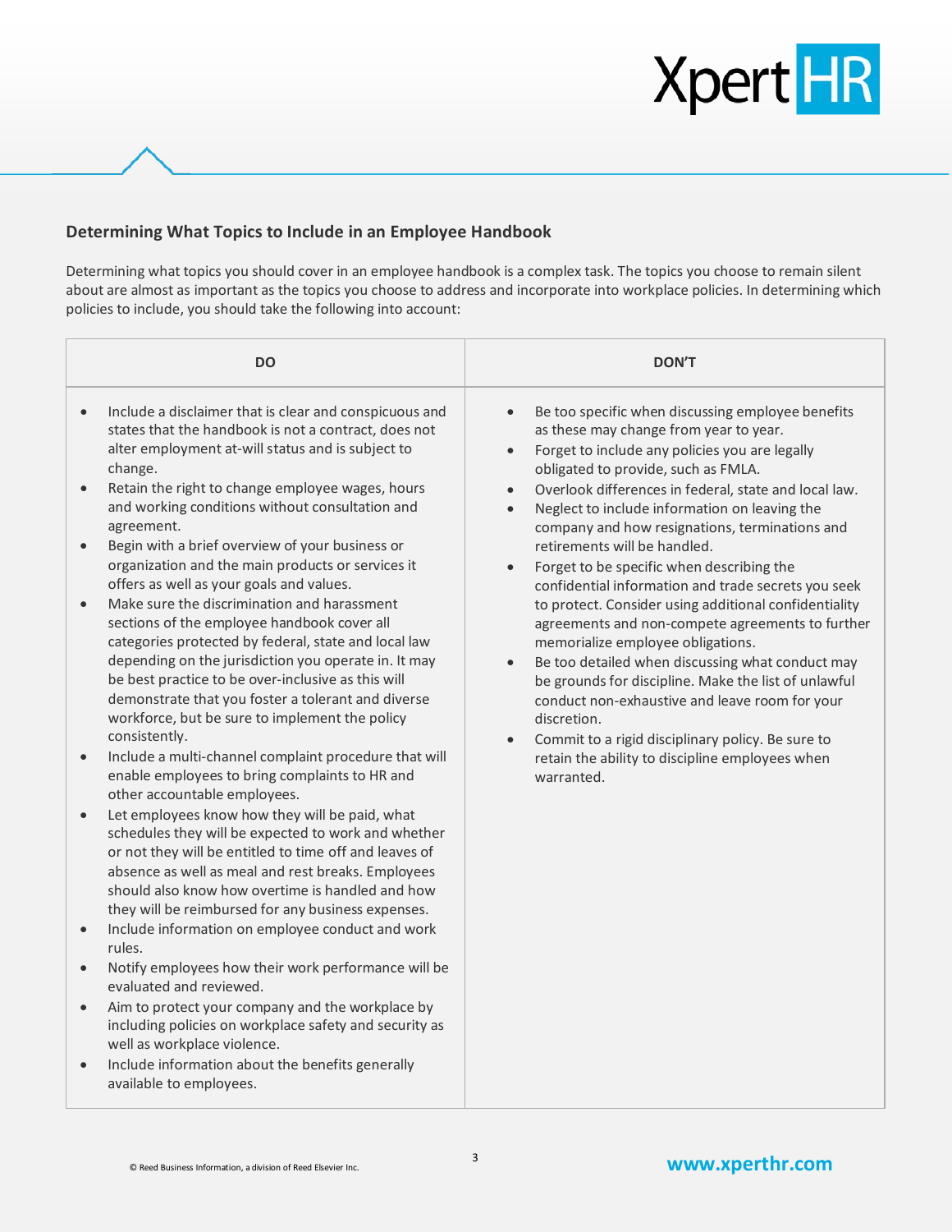### Determining What Topics to Include in an Employee Handbook

Determining what topics you should cover in an employee handbook is a complex task. The topics you choose to remain silent about are almost as important as the topics you choose to address and incorporate into workplace policies. In determining which policies to include, you should take the following into account:

| DO | DON'T |
|---|---|
| • Include a disclaimer that is clear and conspicuous and states that the handbook is not a contract, does not alter employment at-will status and is subject to change.<br>• Retain the right to change employee wages, hours and working conditions without consultation and agreement.<br>• Begin with a brief overview of your business or organization and the main products or services it offers as well as your goals and values.<br>• Make sure the discrimination and harassment sections of the employee handbook cover all categories protected by federal, state and local law depending on the jurisdiction you operate in. It may be best practice to be over-inclusive as this will demonstrate that you foster a tolerant and diverse workforce, but be sure to implement the policy consistently.<br>• Include a multi-channel complaint procedure that will enable employees to bring complaints to HR and other accountable employees.<br>• Let employees know how they will be paid, what schedules they will be expected to work and whether or not they will be entitled to time off and leaves of absence as well as meal and rest breaks. Employees should also know how overtime is handled and how they will be reimbursed for any business expenses.<br>• Include information on employee conduct and work rules.<br>• Notify employees how their work performance will be evaluated and reviewed.<br>• Aim to protect your company and the workplace by including policies on workplace safety and security as well as workplace violence.<br>• Include information about the benefits generally available to employees. | • Be too specific when discussing employee benefits as these may change from year to year.<br>• Forget to include any policies you are legally obligated to provide, such as FMLA.<br>• Overlook differences in federal, state and local law.<br>• Neglect to include information on leaving the company and how resignations, terminations and retirements will be handled.<br>• Forget to be specific when describing the confidential information and trade secrets you seek to protect. Consider using additional confidentiality agreements and non-compete agreements to further memorialize employee obligations.<br>• Be too detailed when discussing what conduct may be grounds for discipline. Make the list of unlawful conduct non-exhaustive and leave room for your discretion.<br>• Commit to a rigid disciplinary policy. Be sure to retain the ability to discipline employees when warranted. |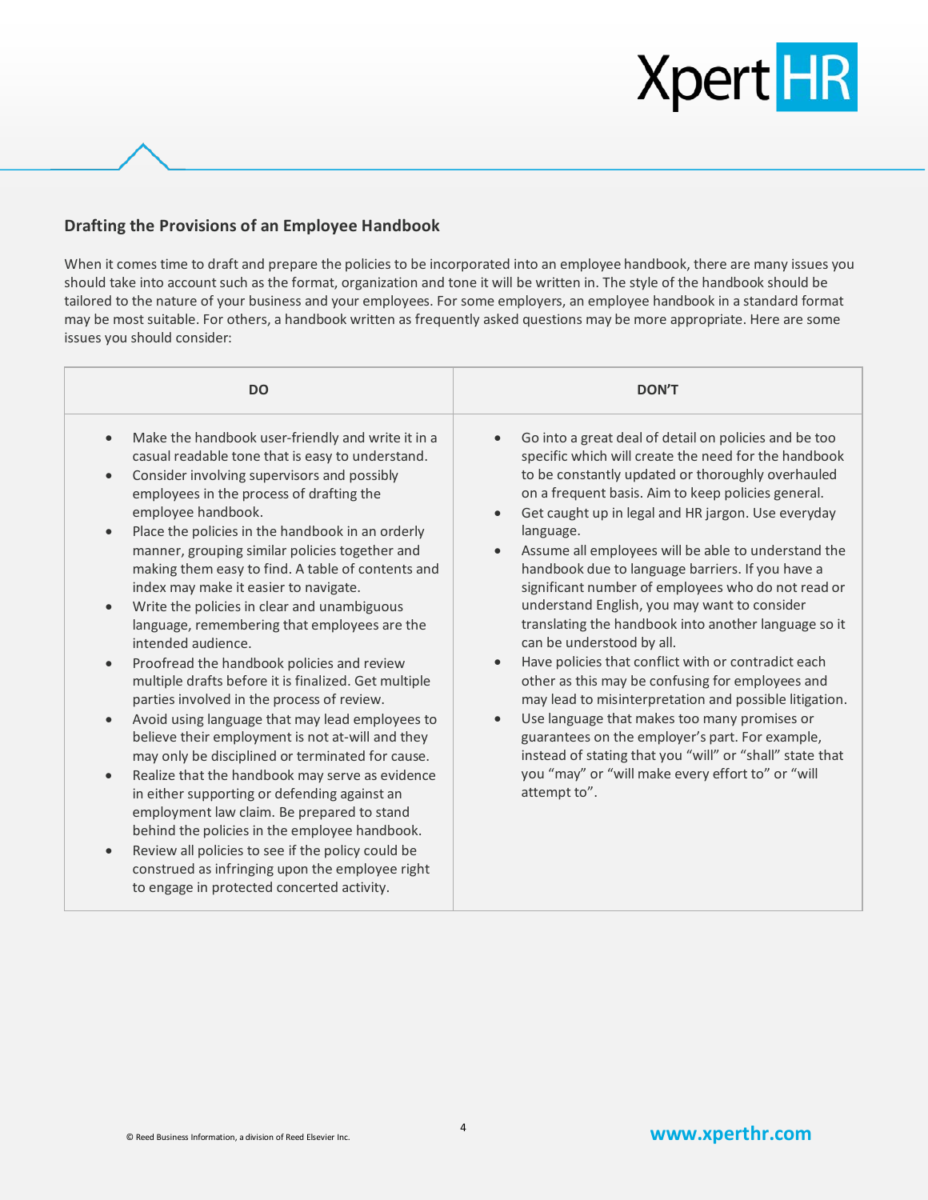## Drafting the Provisions of an Employee Handbook

When it comes time to draft and prepare the policies to be incorporated into an employee handbook, there are many issues you should take into account such as the format, organization and tone it will be written in. The style of the handbook should be tailored to the nature of your business and your employees. For some employers, an employee handbook in a standard format may be most suitable. For others, a handbook written as frequently asked questions may be more appropriate. Here are some issues you should consider:

| DO | DON'T |
| --- | --- |
| • Make the handbook user-friendly and write it in a casual readable tone that is easy to understand.<br>• Consider involving supervisors and possibly employees in the process of drafting the employee handbook.<br>• Place the policies in the handbook in an orderly manner, grouping similar policies together and making them easy to find. A table of contents and index may make it easier to navigate.<br>• Write the policies in clear and unambiguous language, remembering that employees are the intended audience.<br>• Proofread the handbook policies and review multiple drafts before it is finalized. Get multiple parties involved in the process of review.<br>• Avoid using language that may lead employees to believe their employment is not at-will and they may only be disciplined or terminated for cause.<br>• Realize that the handbook may serve as evidence in either supporting or defending against an employment law claim. Be prepared to stand behind the policies in the employee handbook.<br>• Review all policies to see if the policy could be construed as infringing upon the employee right to engage in protected concerted activity. | • Go into a great deal of detail on policies and be too specific which will create the need for the handbook to be constantly updated or thoroughly overhauled on a frequent basis. Aim to keep policies general.<br>• Get caught up in legal and HR jargon. Use everyday language.<br>• Assume all employees will be able to understand the handbook due to language barriers. If you have a significant number of employees who do not read or understand English, you may want to consider translating the handbook into another language so it can be understood by all.<br>• Have policies that conflict with or contradict each other as this may be confusing for employees and may lead to misinterpretation and possible litigation.<br>• Use language that makes too many promises or guarantees on the employer's part. For example, instead of stating that you "will" or "shall" state that you "may" or "will make every effort to" or "will attempt to". |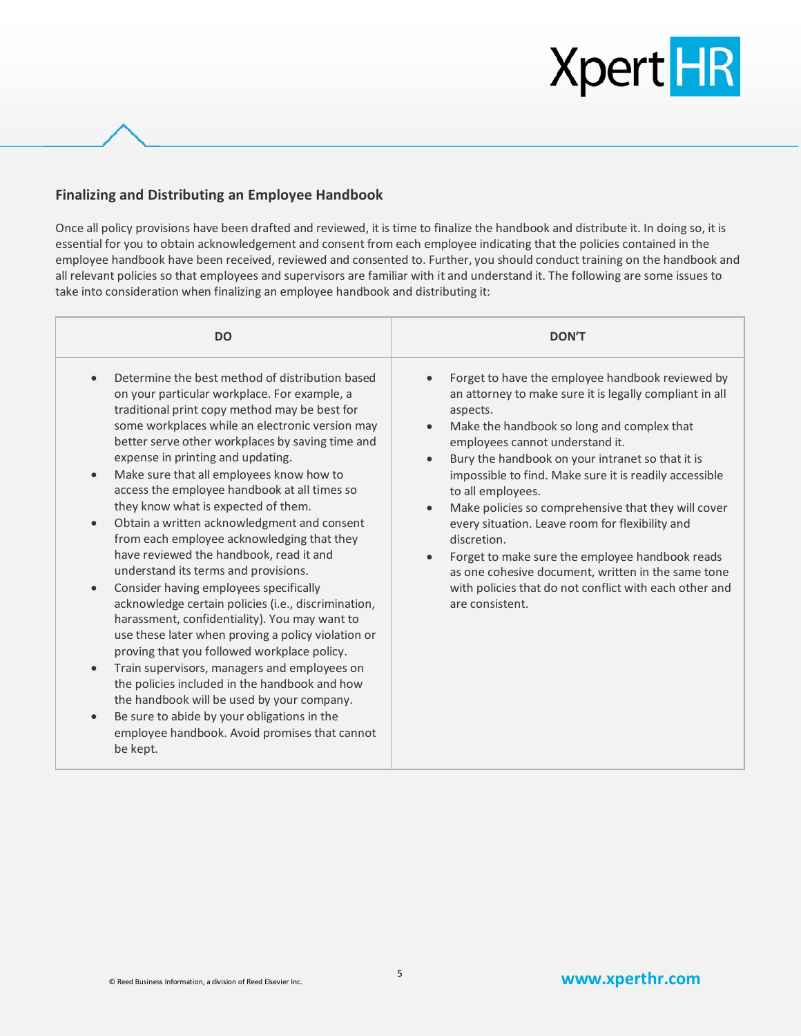## Finalizing and Distributing an Employee Handbook

Once all policy provisions have been drafted and reviewed, it is time to finalize the handbook and distribute it. In doing so, it is essential for you to obtain acknowledgement and consent from each employee indicating that the policies contained in the employee handbook have been received, reviewed and consented to. Further, you should conduct training on the handbook and all relevant policies so that employees and supervisors are familiar with it and understand it. The following are some issues to take into consideration when finalizing an employee handbook and distributing it:

| DO | DON'T |
|---|---|
| • Determine the best method of distribution based on your particular workplace. For example, a traditional print copy method may be best for some workplaces while an electronic version may better serve other workplaces by saving time and expense in printing and updating.<br>• Make sure that all employees know how to access the employee handbook at all times so they know what is expected of them.<br>• Obtain a written acknowledgment and consent from each employee acknowledging that they have reviewed the handbook, read it and understand its terms and provisions.<br>• Consider having employees specifically acknowledge certain policies (i.e., discrimination, harassment, confidentiality). You may want to use these later when proving a policy violation or proving that you followed workplace policy.<br>• Train supervisors, managers and employees on the policies included in the handbook and how the handbook will be used by your company.<br>• Be sure to abide by your obligations in the employee handbook. Avoid promises that cannot be kept. | • Forget to have the employee handbook reviewed by an attorney to make sure it is legally compliant in all aspects.<br>• Make the handbook so long and complex that employees cannot understand it.<br>• Bury the handbook on your intranet so that it is impossible to find. Make sure it is readily accessible to all employees.<br>• Make policies so comprehensive that they will cover every situation. Leave room for flexibility and discretion.<br>• Forget to make sure the employee handbook reads as one cohesive document, written in the same tone with policies that do not conflict with each other and are consistent. |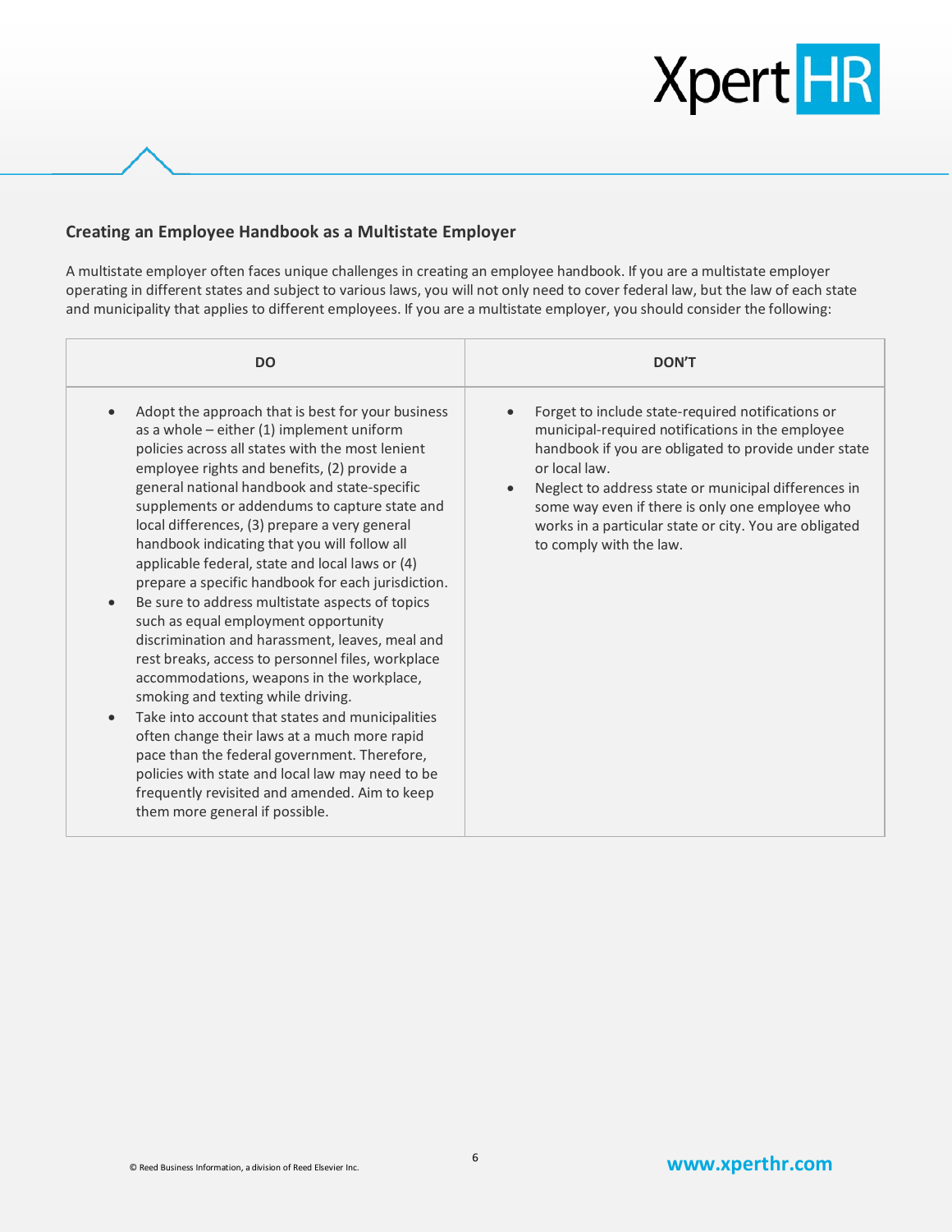## Creating an Employee Handbook as a Multistate Employer

A multistate employer often faces unique challenges in creating an employee handbook. If you are a multistate employer operating in different states and subject to various laws, you will not only need to cover federal law, but the law of each state and municipality that applies to different employees. If you are a multistate employer, you should consider the following:

| DO | DON'T |
| --- | --- |
| • Adopt the approach that is best for your business as a whole – either (1) implement uniform policies across all states with the most lenient employee rights and benefits, (2) provide a general national handbook and state-specific supplements or addendums to capture state and local differences, (3) prepare a very general handbook indicating that you will follow all applicable federal, state and local laws or (4) prepare a specific handbook for each jurisdiction.<br>• Be sure to address multistate aspects of topics such as equal employment opportunity discrimination and harassment, leaves, meal and rest breaks, access to personnel files, workplace accommodations, weapons in the workplace, smoking and texting while driving.<br>• Take into account that states and municipalities often change their laws at a much more rapid pace than the federal government. Therefore, policies with state and local law may need to be frequently revisited and amended. Aim to keep them more general if possible. | • Forget to include state-required notifications or municipal-required notifications in the employee handbook if you are obligated to provide under state or local law.<br>• Neglect to address state or municipal differences in some way even if there is only one employee who works in a particular state or city. You are obligated to comply with the law. |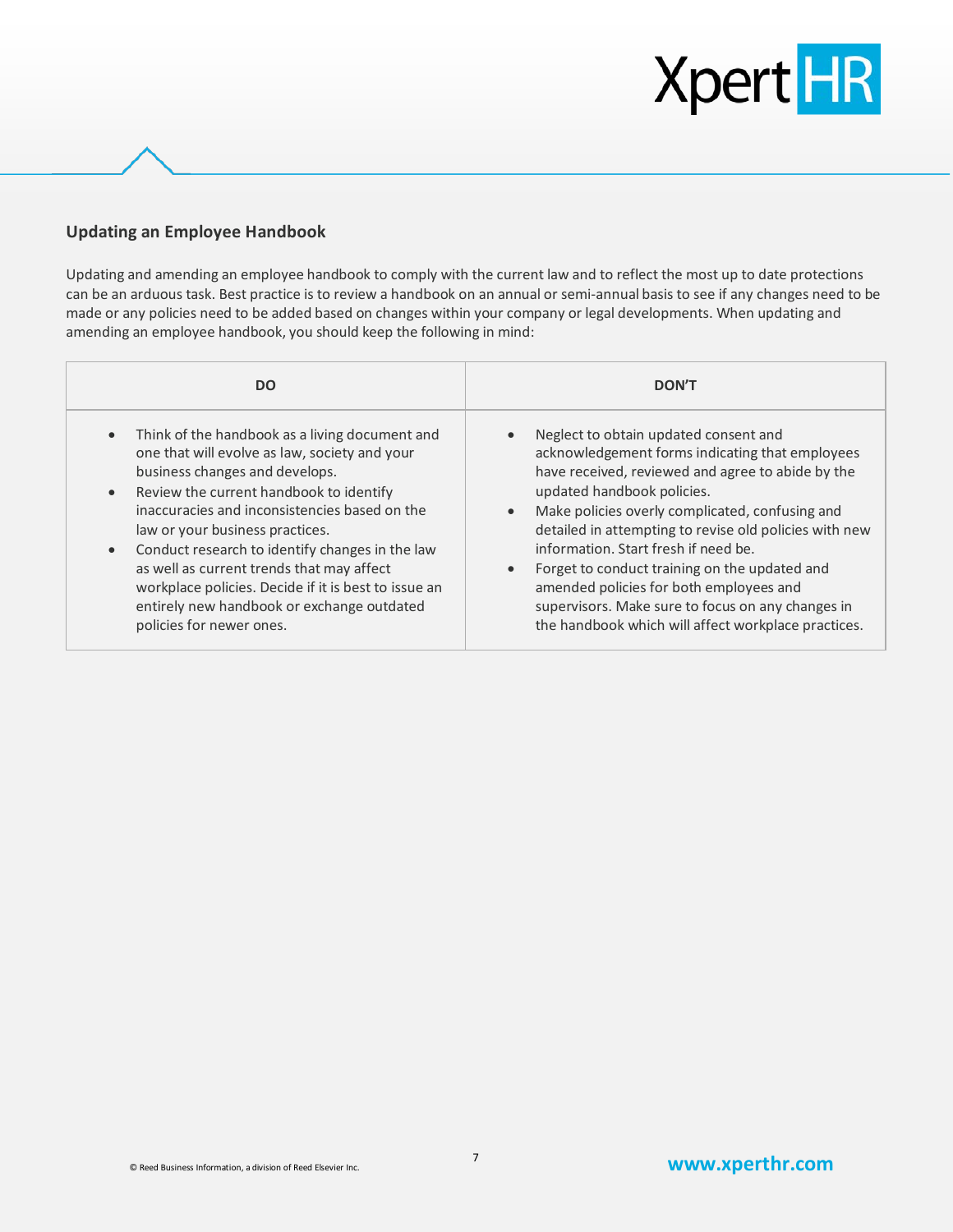## Updating an Employee Handbook

Updating and amending an employee handbook to comply with the current law and to reflect the most up to date protections can be an arduous task. Best practice is to review a handbook on an annual or semi-annual basis to see if any changes need to be made or any policies need to be added based on changes within your company or legal developments. When updating and amending an employee handbook, you should keep the following in mind:

| DO | DON'T |
| --- | --- |
| • Think of the handbook as a living document and one that will evolve as law, society and your business changes and develops.<br>• Review the current handbook to identify inaccuracies and inconsistencies based on the law or your business practices.<br>• Conduct research to identify changes in the law as well as current trends that may affect workplace policies. Decide if it is best to issue an entirely new handbook or exchange outdated policies for newer ones. | • Neglect to obtain updated consent and acknowledgement forms indicating that employees have received, reviewed and agree to abide by the updated handbook policies.<br>• Make policies overly complicated, confusing and detailed in attempting to revise old policies with new information. Start fresh if need be.<br>• Forget to conduct training on the updated and amended policies for both employees and supervisors. Make sure to focus on any changes in the handbook which will affect workplace practices. |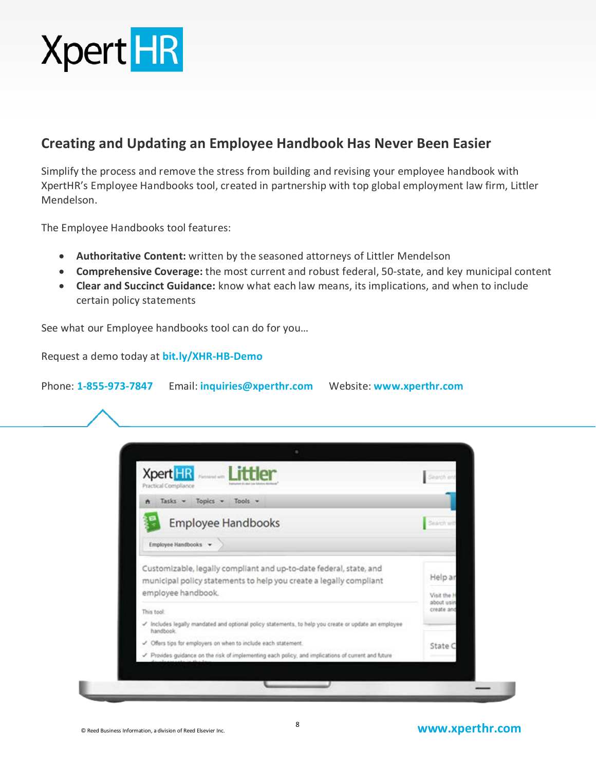XpertHR

## Creating and Updating an Employee Handbook Has Never Been Easier

Simplify the process and remove the stress from building and revising your employee handbook with XpertHR's Employee Handbooks tool, created in partnership with top global employment law firm, Littler Mendelson.

The Employee Handbooks tool features:

- **Authoritative Content:** written by the seasoned attorneys of Littler Mendelson
- **Comprehensive Coverage:** the most current and robust federal, 50-state, and key municipal content
- **Clear and Succinct Guidance:** know what each law means, its implications, and when to include certain policy statements

See what our Employee handbooks tool can do for you…

Request a demo today at **bit.ly/XHR-HB-Demo**

Phone: **1-855-973-7847** Email: **inquiries@xperthr.com** Website: **www.xperthr.com**

© Reed Business Information, a division of Reed Elsevier Inc.

**www.xperthr.com**